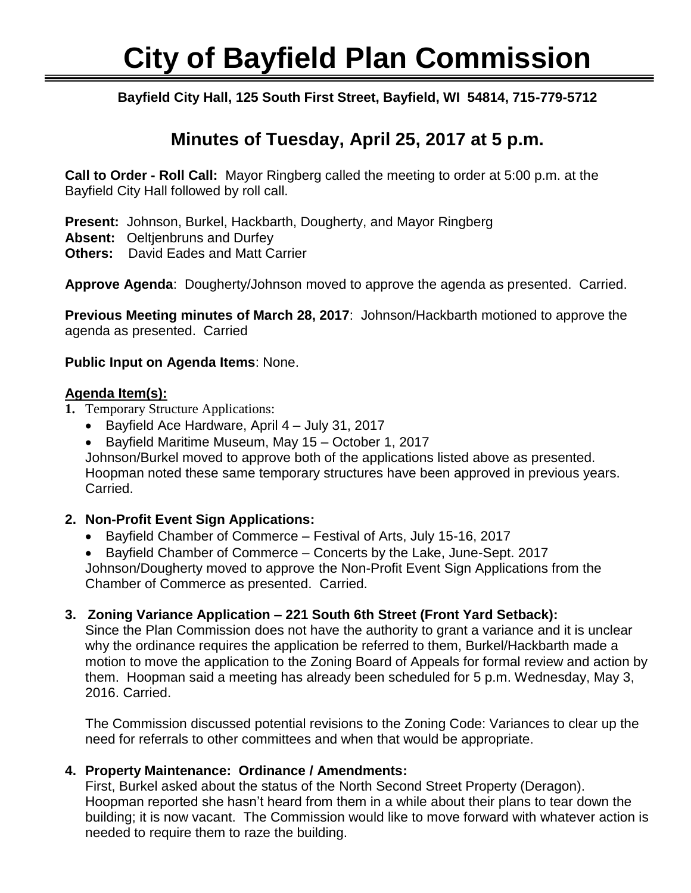# City of Bayfield Plan Commission

**Bayfield City Hall, 125 South First Street, Bayfield, WI 54814, 715-779-5712**

## Minutes of Tuesday, April 25, 2017 at 5 p.m.

**Call to Order - Roll Call:** Mayor Ringberg called the meeting to order at 5:00 p.m. at the Bayfield City Hall followed by roll call.

**Present:** Johnson, Burkel, Hackbarth, Dougherty, and Mayor Ringberg
**Absent:** Oeltjenbruns and Durfey
**Others:** David Eades and Matt Carrier

**Approve Agenda**: Dougherty/Johnson moved to approve the agenda as presented. Carried.

**Previous Meeting minutes of March 28, 2017**: Johnson/Hackbarth motioned to approve the agenda as presented. Carried

**Public Input on Agenda Items**: None.

**Agenda Item(s):**

1. Temporary Structure Applications:
   - Bayfield Ace Hardware, April 4 – July 31, 2017
   - Bayfield Maritime Museum, May 15 – October 1, 2017

   Johnson/Burkel moved to approve both of the applications listed above as presented. Hoopman noted these same temporary structures have been approved in previous years. Carried.

2. **Non-Profit Event Sign Applications:**
   - Bayfield Chamber of Commerce – Festival of Arts, July 15-16, 2017
   - Bayfield Chamber of Commerce – Concerts by the Lake, June-Sept. 2017

   Johnson/Dougherty moved to approve the Non-Profit Event Sign Applications from the Chamber of Commerce as presented. Carried.

3. **Zoning Variance Application – 221 South 6th Street (Front Yard Setback):**
   Since the Plan Commission does not have the authority to grant a variance and it is unclear why the ordinance requires the application be referred to them, Burkel/Hackbarth made a motion to move the application to the Zoning Board of Appeals for formal review and action by them. Hoopman said a meeting has already been scheduled for 5 p.m. Wednesday, May 3, 2016. Carried.

   The Commission discussed potential revisions to the Zoning Code: Variances to clear up the need for referrals to other committees and when that would be appropriate.

4. **Property Maintenance: Ordinance / Amendments:**
   First, Burkel asked about the status of the North Second Street Property (Deragon). Hoopman reported she hasn't heard from them in a while about their plans to tear down the building; it is now vacant. The Commission would like to move forward with whatever action is needed to require them to raze the building.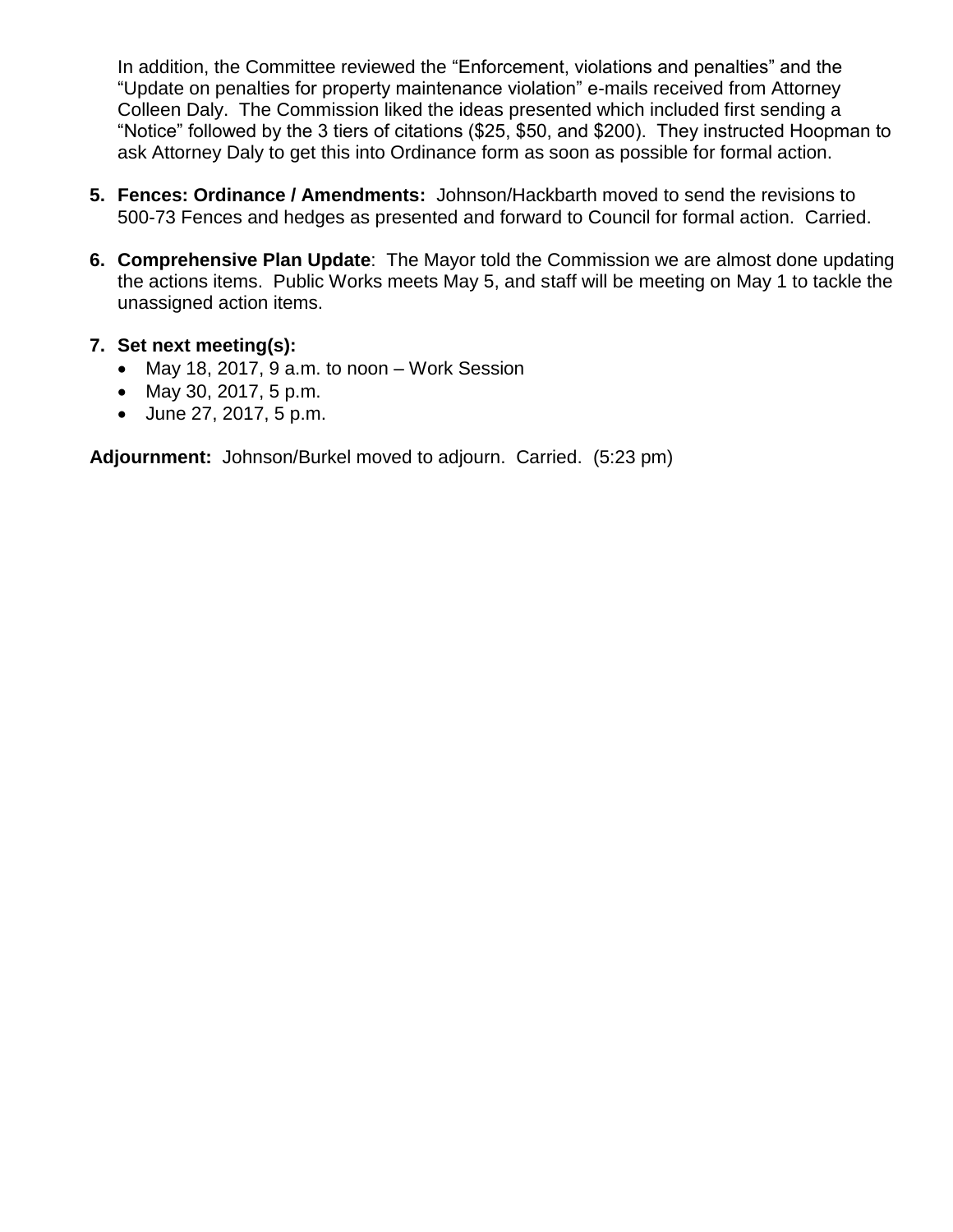In addition, the Committee reviewed the "Enforcement, violations and penalties" and the "Update on penalties for property maintenance violation" e-mails received from Attorney Colleen Daly. The Commission liked the ideas presented which included first sending a "Notice" followed by the 3 tiers of citations ($25, $50, and $200). They instructed Hoopman to ask Attorney Daly to get this into Ordinance form as soon as possible for formal action.

5. **Fences: Ordinance / Amendments:** Johnson/Hackbarth moved to send the revisions to 500-73 Fences and hedges as presented and forward to Council for formal action. Carried.

6. **Comprehensive Plan Update**: The Mayor told the Commission we are almost done updating the actions items. Public Works meets May 5, and staff will be meeting on May 1 to tackle the unassigned action items.

7. **Set next meeting(s):**
   - May 18, 2017, 9 a.m. to noon – Work Session
   - May 30, 2017, 5 p.m.
   - June 27, 2017, 5 p.m.

**Adjournment:** Johnson/Burkel moved to adjourn. Carried. (5:23 pm)